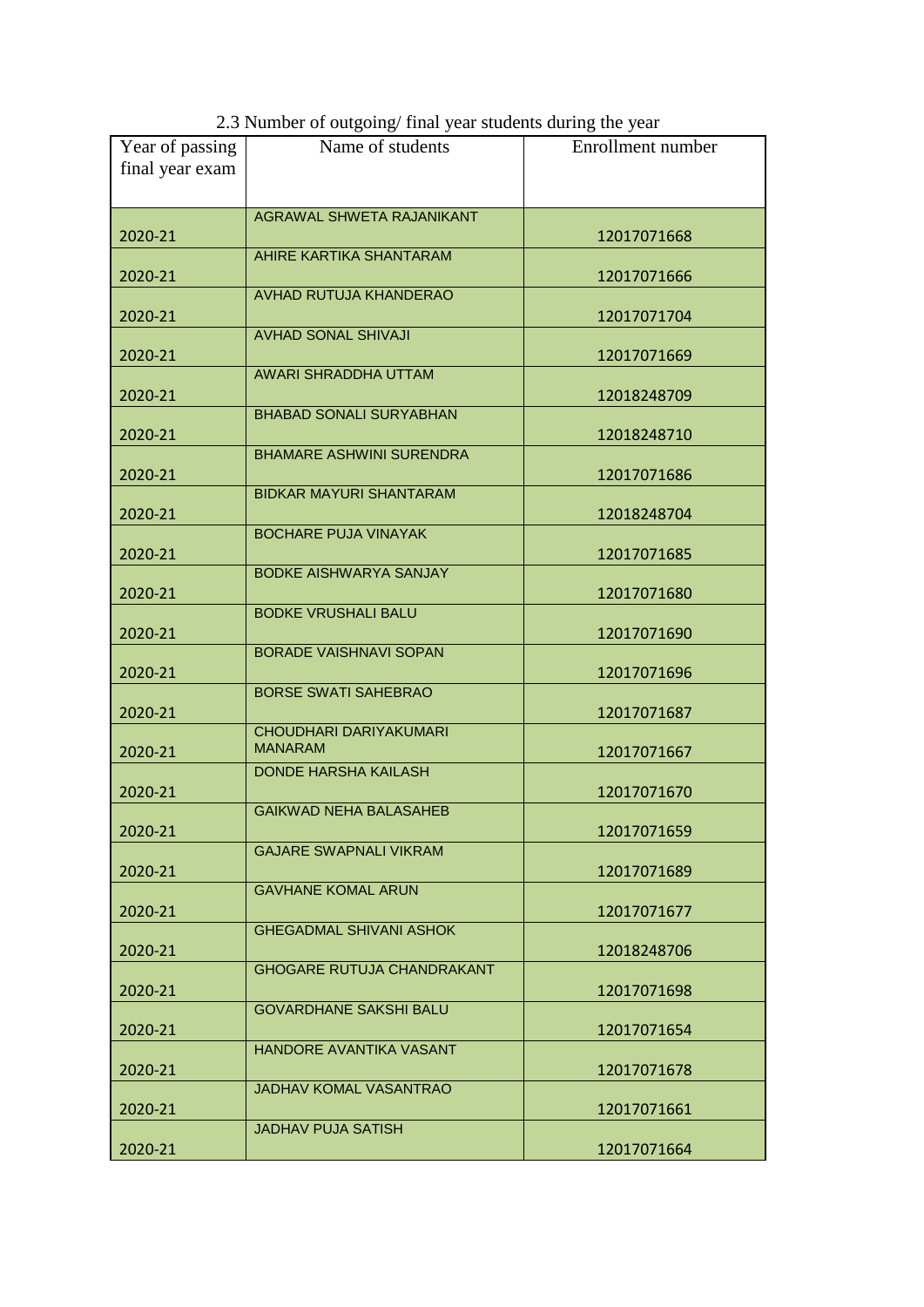2.3 Number of outgoing/ final year students during the year

| Year of passing final year exam | Name of students | Enrollment number |
|---|---|---|
| 2020-21 | AGRAWAL SHWETA RAJANIKANT | 12017071668 |
| 2020-21 | AHIRE KARTIKA SHANTARAM | 12017071666 |
| 2020-21 | AVHAD RUTUJA KHANDERAO | 12017071704 |
| 2020-21 | AVHAD SONAL SHIVAJI | 12017071669 |
| 2020-21 | AWARI SHRADDHA UTTAM | 12018248709 |
| 2020-21 | BHABAD SONALI SURYABHAN | 12018248710 |
| 2020-21 | BHAMARE ASHWINI SURENDRA | 12017071686 |
| 2020-21 | BIDKAR MAYURI SHANTARAM | 12018248704 |
| 2020-21 | BOCHARE PUJA VINAYAK | 12017071685 |
| 2020-21 | BODKE AISHWARYA SANJAY | 12017071680 |
| 2020-21 | BODKE VRUSHALI BALU | 12017071690 |
| 2020-21 | BORADE VAISHNAVI SOPAN | 12017071696 |
| 2020-21 | BORSE SWATI SAHEBRAO | 12017071687 |
| 2020-21 | CHOUDHARI DARIYAKUMARI MANARAM | 12017071667 |
| 2020-21 | DONDE HARSHA KAILASH | 12017071670 |
| 2020-21 | GAIKWAD NEHA BALASAHEB | 12017071659 |
| 2020-21 | GAJARE SWAPNALI VIKRAM | 12017071689 |
| 2020-21 | GAVHANE KOMAL ARUN | 12017071677 |
| 2020-21 | GHEGADMAL SHIVANI ASHOK | 12018248706 |
| 2020-21 | GHOGARE RUTUJA CHANDRAKANT | 12017071698 |
| 2020-21 | GOVARDHANE SAKSHI BALU | 12017071654 |
| 2020-21 | HANDORE AVANTIKA VASANT | 12017071678 |
| 2020-21 | JADHAV KOMAL VASANTRAO | 12017071661 |
| 2020-21 | JADHAV PUJA SATISH | 12017071664 |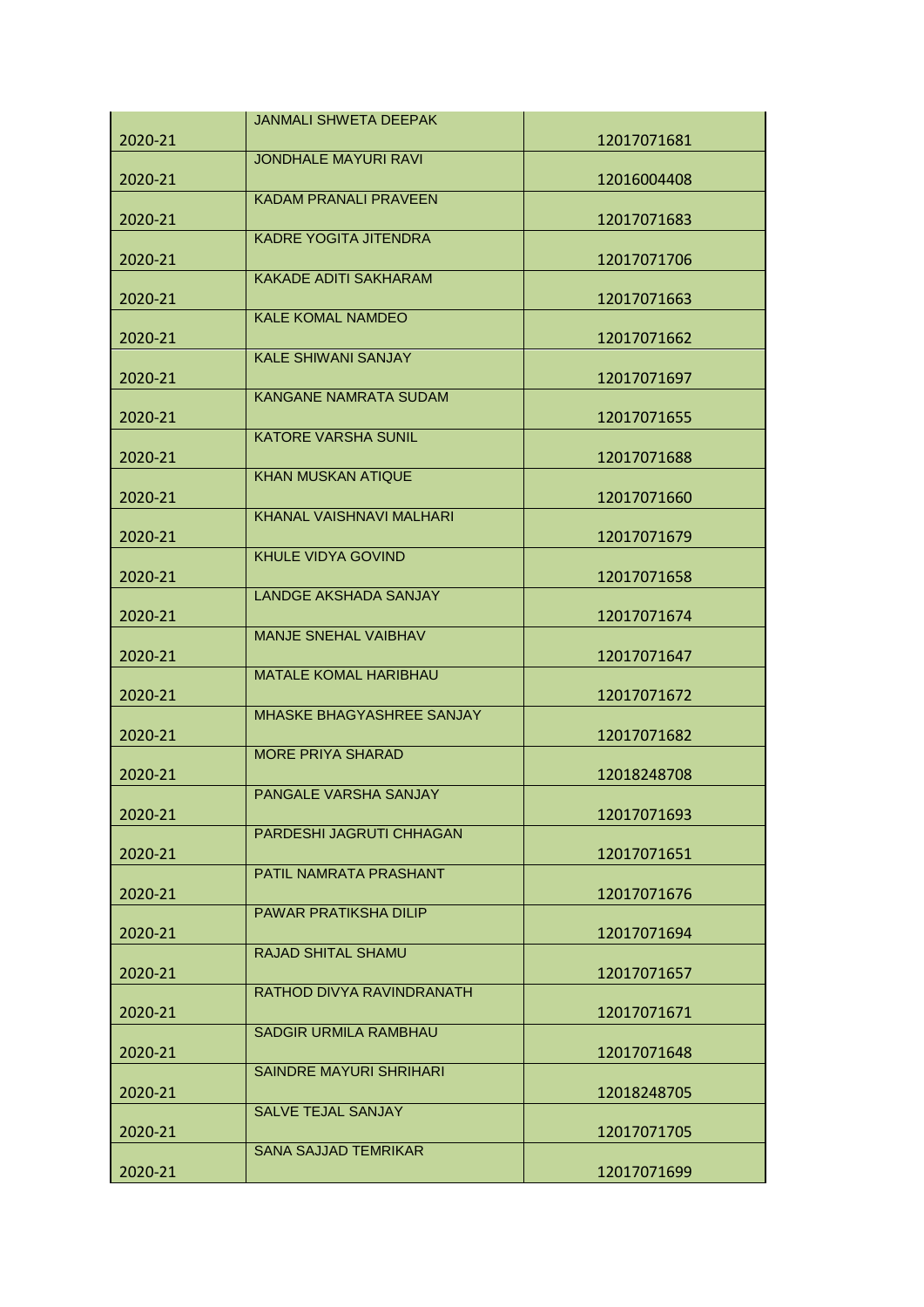| | | |
|---|---|---|
| 2020-21 | JANMALI SHWETA DEEPAK | 12017071681 |
| 2020-21 | JONDHALE MAYURI RAVI | 12016004408 |
| 2020-21 | KADAM PRANALI PRAVEEN | 12017071683 |
| 2020-21 | KADRE YOGITA JITENDRA | 12017071706 |
| 2020-21 | KAKADE ADITI SAKHARAM | 12017071663 |
| 2020-21 | KALE KOMAL NAMDEO | 12017071662 |
| 2020-21 | KALE SHIWANI SANJAY | 12017071697 |
| 2020-21 | KANGANE NAMRATA SUDAM | 12017071655 |
| 2020-21 | KATORE VARSHA SUNIL | 12017071688 |
| 2020-21 | KHAN MUSKAN ATIQUE | 12017071660 |
| 2020-21 | KHANAL VAISHNAVI MALHARI | 12017071679 |
| 2020-21 | KHULE VIDYA GOVIND | 12017071658 |
| 2020-21 | LANDGE AKSHADA SANJAY | 12017071674 |
| 2020-21 | MANJE SNEHAL VAIBHAV | 12017071647 |
| 2020-21 | MATALE KOMAL HARIBHAU | 12017071672 |
| 2020-21 | MHASKE BHAGYASHREE SANJAY | 12017071682 |
| 2020-21 | MORE PRIYA SHARAD | 12018248708 |
| 2020-21 | PANGALE VARSHA SANJAY | 12017071693 |
| 2020-21 | PARDESHI JAGRUTI CHHAGAN | 12017071651 |
| 2020-21 | PATIL NAMRATA PRASHANT | 12017071676 |
| 2020-21 | PAWAR PRATIKSHA DILIP | 12017071694 |
| 2020-21 | RAJAD SHITAL SHAMU | 12017071657 |
| 2020-21 | RATHOD DIVYA RAVINDRANATH | 12017071671 |
| 2020-21 | SADGIR URMILA RAMBHAU | 12017071648 |
| 2020-21 | SAINDRE MAYURI SHRIHARI | 12018248705 |
| 2020-21 | SALVE TEJAL SANJAY | 12017071705 |
| 2020-21 | SANA SAJJAD TEMRIKAR | 12017071699 |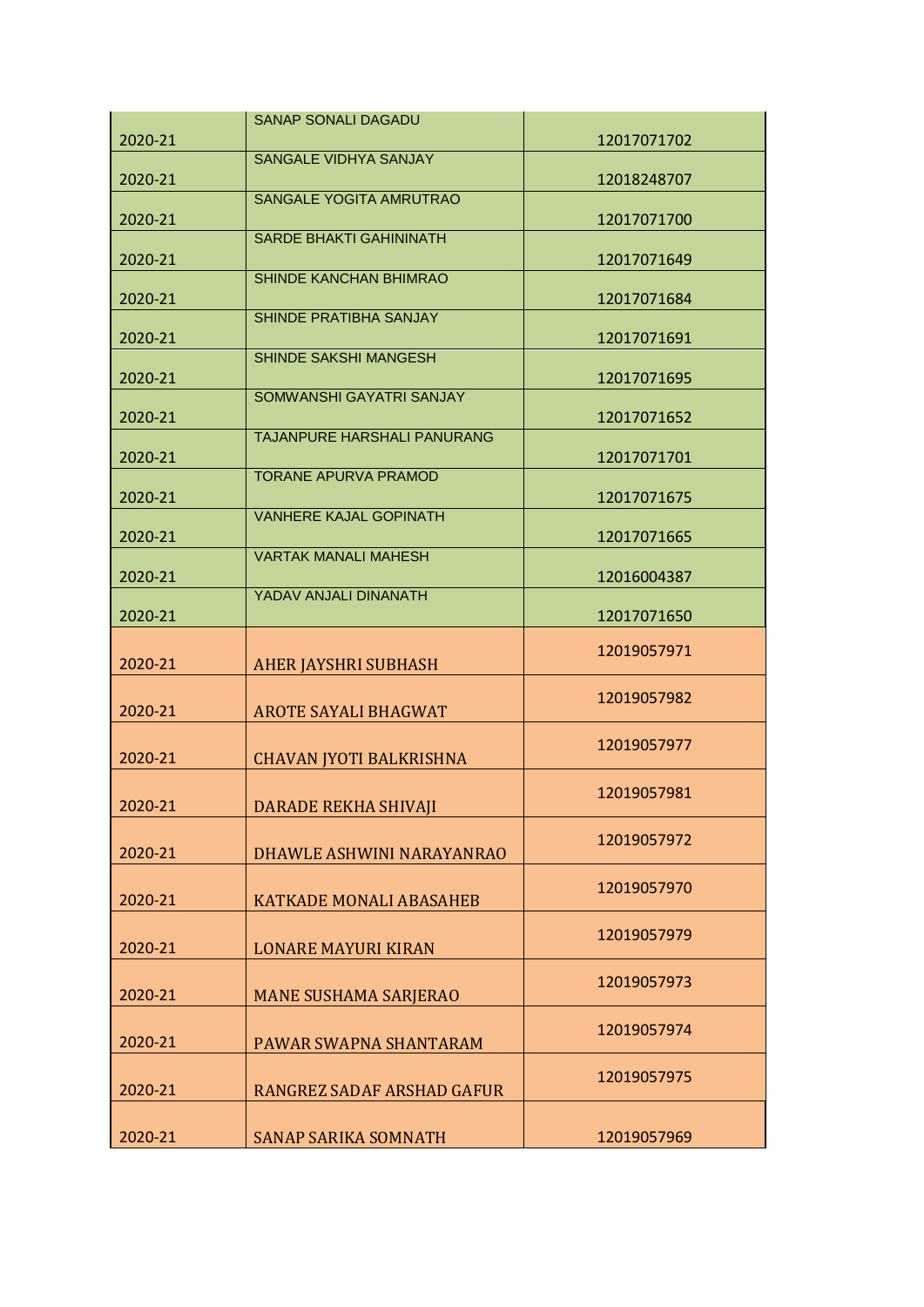| | | |
|---|---|---|
| 2020-21 | SANAP SONALI DAGADU | 12017071702 |
| 2020-21 | SANGALE VIDHYA SANJAY | 12018248707 |
| 2020-21 | SANGALE YOGITA AMRUTRAO | 12017071700 |
| 2020-21 | SARDE BHAKTI GAHININATH | 12017071649 |
| 2020-21 | SHINDE KANCHAN BHIMRAO | 12017071684 |
| 2020-21 | SHINDE PRATIBHA SANJAY | 12017071691 |
| 2020-21 | SHINDE SAKSHI MANGESH | 12017071695 |
| 2020-21 | SOMWANSHI GAYATRI SANJAY | 12017071652 |
| 2020-21 | TAJANPURE HARSHALI PANURANG | 12017071701 |
| 2020-21 | TORANE APURVA PRAMOD | 12017071675 |
| 2020-21 | VANHERE KAJAL GOPINATH | 12017071665 |
| 2020-21 | VARTAK MANALI MAHESH | 12016004387 |
| 2020-21 | YADAV ANJALI DINANATH | 12017071650 |
| 2020-21 | AHER JAYSHRI SUBHASH | 12019057971 |
| 2020-21 | AROTE SAYALI BHAGWAT | 12019057982 |
| 2020-21 | CHAVAN JYOTI BALKRISHNA | 12019057977 |
| 2020-21 | DARADE REKHA SHIVAJI | 12019057981 |
| 2020-21 | DHAWLE ASHWINI NARAYANRAO | 12019057972 |
| 2020-21 | KATKADE MONALI ABASAHEB | 12019057970 |
| 2020-21 | LONARE MAYURI KIRAN | 12019057979 |
| 2020-21 | MANE SUSHAMA SARJERAO | 12019057973 |
| 2020-21 | PAWAR SWAPNA SHANTARAM | 12019057974 |
| 2020-21 | RANGREZ SADAF ARSHAD GAFUR | 12019057975 |
| 2020-21 | SANAP SARIKA SOMNATH | 12019057969 |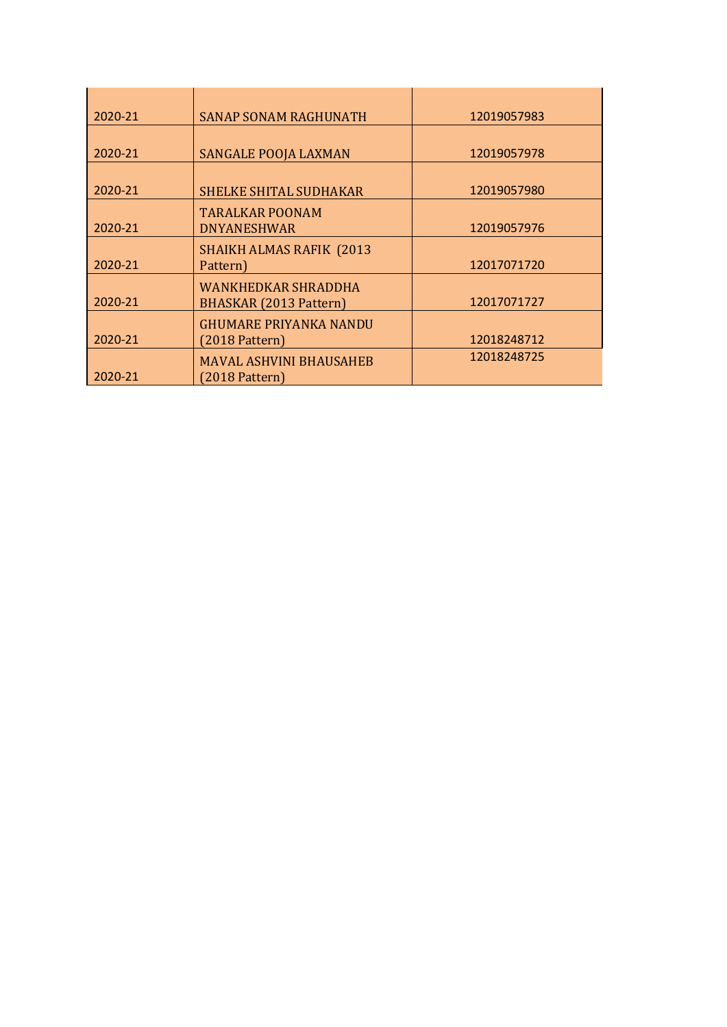| | | |
|---|---|---|
| 2020-21 | SANAP SONAM RAGHUNATH | 12019057983 |
| 2020-21 | SANGALE POOJA LAXMAN | 12019057978 |
| 2020-21 | SHELKE SHITAL SUDHAKAR | 12019057980 |
| 2020-21 | TARALKAR POONAM DNYANESHWAR | 12019057976 |
| 2020-21 | SHAIKH ALMAS RAFIK (2013 Pattern) | 12017071720 |
| 2020-21 | WANKHEDKAR SHRADDHA BHASKAR (2013 Pattern) | 12017071727 |
| 2020-21 | GHUMARE PRIYANKA NANDU (2018 Pattern) | 12018248712 |
| 2020-21 | MAVAL ASHVINI BHAUSAHEB (2018 Pattern) | 12018248725 |